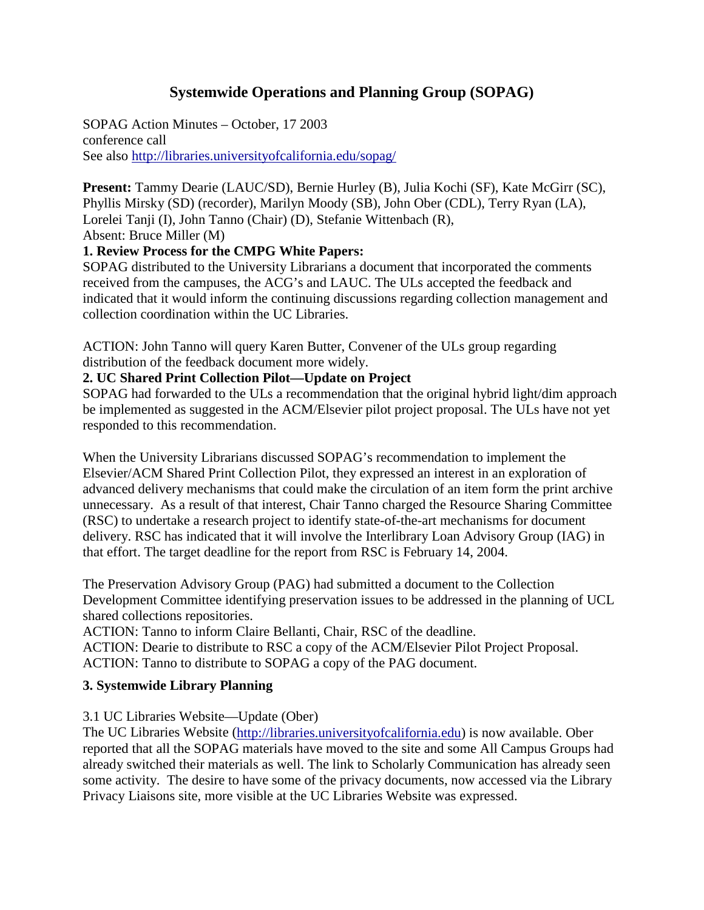# Systemwide Operations and Planning Group (SOPAG)

SOPAG Action Minutes – October, 17 2003
conference call
See also http://libraries.universityofcalifornia.edu/sopag/

**Present:** Tammy Dearie (LAUC/SD), Bernie Hurley (B), Julia Kochi (SF), Kate McGirr (SC), Phyllis Mirsky (SD) (recorder), Marilyn Moody (SB), John Ober (CDL), Terry Ryan (LA), Lorelei Tanji (I), John Tanno (Chair) (D), Stefanie Wittenbach (R),
Absent: Bruce Miller (M)

**1. Review Process for the CMPG White Papers:**

SOPAG distributed to the University Librarians a document that incorporated the comments received from the campuses, the ACG's and LAUC. The ULs accepted the feedback and indicated that it would inform the continuing discussions regarding collection management and collection coordination within the UC Libraries.

ACTION: John Tanno will query Karen Butter, Convener of the ULs group regarding distribution of the feedback document more widely.

**2. UC Shared Print Collection Pilot—Update on Project**

SOPAG had forwarded to the ULs a recommendation that the original hybrid light/dim approach be implemented as suggested in the ACM/Elsevier pilot project proposal. The ULs have not yet responded to this recommendation.

When the University Librarians discussed SOPAG's recommendation to implement the Elsevier/ACM Shared Print Collection Pilot, they expressed an interest in an exploration of advanced delivery mechanisms that could make the circulation of an item form the print archive unnecessary. As a result of that interest, Chair Tanno charged the Resource Sharing Committee (RSC) to undertake a research project to identify state-of-the-art mechanisms for document delivery. RSC has indicated that it will involve the Interlibrary Loan Advisory Group (IAG) in that effort. The target deadline for the report from RSC is February 14, 2004.

The Preservation Advisory Group (PAG) had submitted a document to the Collection Development Committee identifying preservation issues to be addressed in the planning of UCL shared collections repositories.

ACTION: Tanno to inform Claire Bellanti, Chair, RSC of the deadline.
ACTION: Dearie to distribute to RSC a copy of the ACM/Elsevier Pilot Project Proposal.
ACTION: Tanno to distribute to SOPAG a copy of the PAG document.

**3. Systemwide Library Planning**

3.1 UC Libraries Website—Update (Ober)

The UC Libraries Website (http://libraries.universityofcalifornia.edu) is now available. Ober reported that all the SOPAG materials have moved to the site and some All Campus Groups had already switched their materials as well. The link to Scholarly Communication has already seen some activity. The desire to have some of the privacy documents, now accessed via the Library Privacy Liaisons site, more visible at the UC Libraries Website was expressed.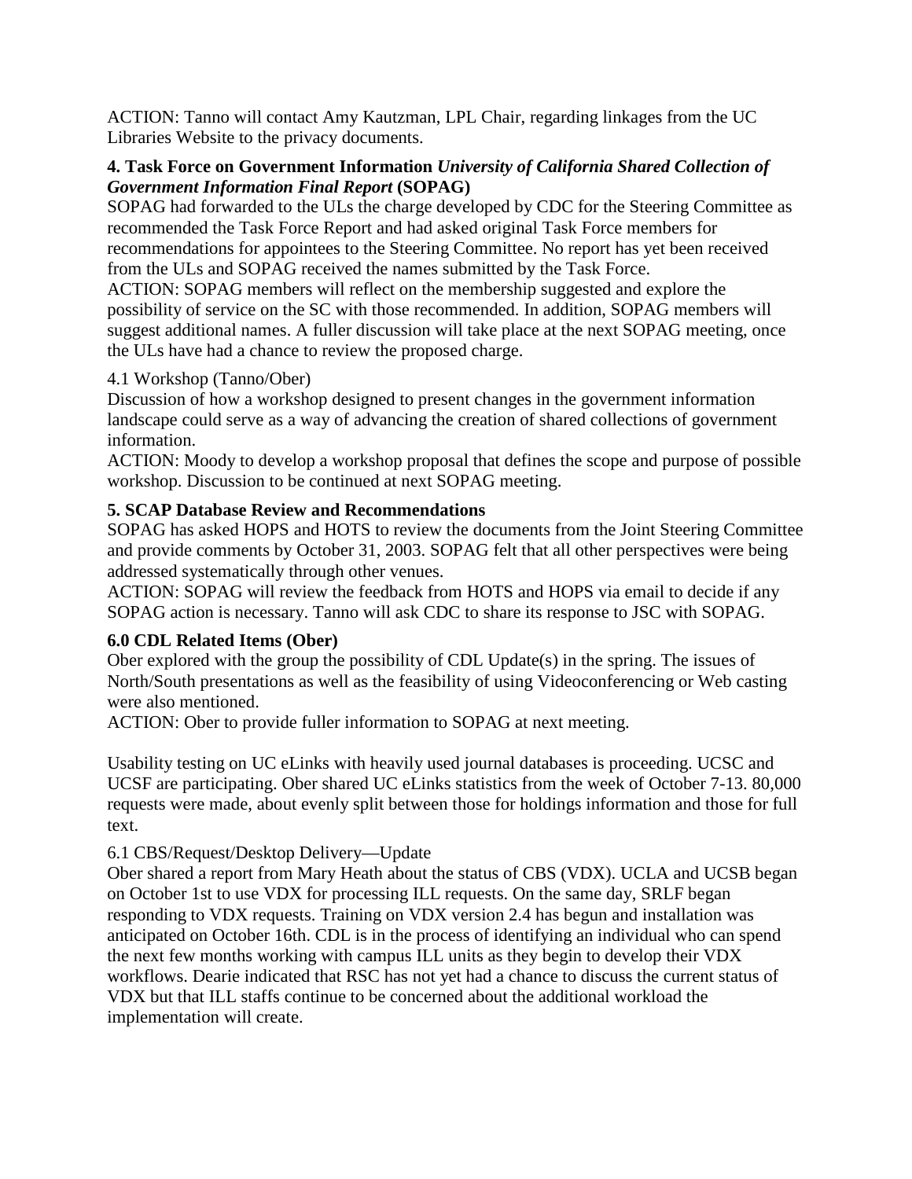ACTION: Tanno will contact Amy Kautzman, LPL Chair, regarding linkages from the UC Libraries Website to the privacy documents.

**4. Task Force on Government Information *University of California Shared Collection of Government Information Final Report* (SOPAG)**

SOPAG had forwarded to the ULs the charge developed by CDC for the Steering Committee as recommended the Task Force Report and had asked original Task Force members for recommendations for appointees to the Steering Committee. No report has yet been received from the ULs and SOPAG received the names submitted by the Task Force.

ACTION: SOPAG members will reflect on the membership suggested and explore the possibility of service on the SC with those recommended. In addition, SOPAG members will suggest additional names. A fuller discussion will take place at the next SOPAG meeting, once the ULs have had a chance to review the proposed charge.

4.1 Workshop (Tanno/Ober)

Discussion of how a workshop designed to present changes in the government information landscape could serve as a way of advancing the creation of shared collections of government information.

ACTION: Moody to develop a workshop proposal that defines the scope and purpose of possible workshop. Discussion to be continued at next SOPAG meeting.

**5. SCAP Database Review and Recommendations**

SOPAG has asked HOPS and HOTS to review the documents from the Joint Steering Committee and provide comments by October 31, 2003. SOPAG felt that all other perspectives were being addressed systematically through other venues.

ACTION: SOPAG will review the feedback from HOTS and HOPS via email to decide if any SOPAG action is necessary. Tanno will ask CDC to share its response to JSC with SOPAG.

**6.0 CDL Related Items (Ober)**

Ober explored with the group the possibility of CDL Update(s) in the spring. The issues of North/South presentations as well as the feasibility of using Videoconferencing or Web casting were also mentioned.

ACTION: Ober to provide fuller information to SOPAG at next meeting.

Usability testing on UC eLinks with heavily used journal databases is proceeding. UCSC and UCSF are participating. Ober shared UC eLinks statistics from the week of October 7-13. 80,000 requests were made, about evenly split between those for holdings information and those for full text.

6.1 CBS/Request/Desktop Delivery—Update

Ober shared a report from Mary Heath about the status of CBS (VDX). UCLA and UCSB began on October 1st to use VDX for processing ILL requests. On the same day, SRLF began responding to VDX requests. Training on VDX version 2.4 has begun and installation was anticipated on October 16th. CDL is in the process of identifying an individual who can spend the next few months working with campus ILL units as they begin to develop their VDX workflows. Dearie indicated that RSC has not yet had a chance to discuss the current status of VDX but that ILL staffs continue to be concerned about the additional workload the implementation will create.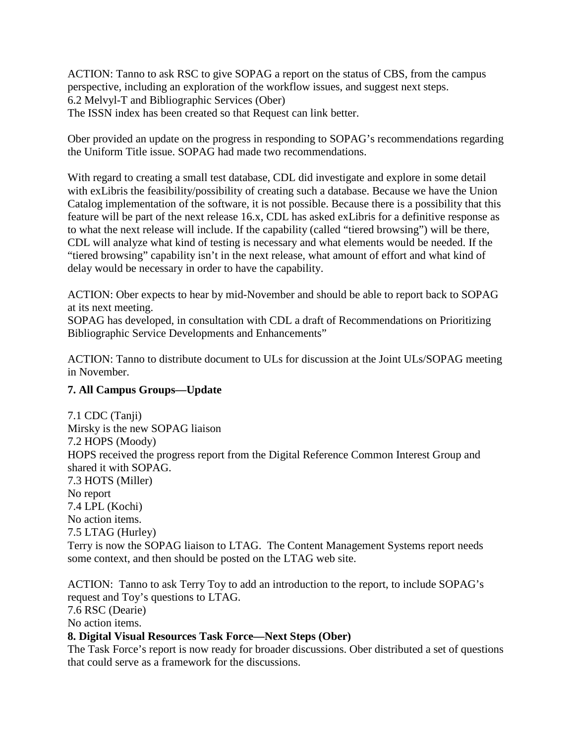ACTION: Tanno to ask RSC to give SOPAG a report on the status of CBS, from the campus perspective, including an exploration of the workflow issues, and suggest next steps.

6.2 Melvyl-T and Bibliographic Services (Ober)

The ISSN index has been created so that Request can link better.

Ober provided an update on the progress in responding to SOPAG's recommendations regarding the Uniform Title issue. SOPAG had made two recommendations.

With regard to creating a small test database, CDL did investigate and explore in some detail with exLibris the feasibility/possibility of creating such a database. Because we have the Union Catalog implementation of the software, it is not possible. Because there is a possibility that this feature will be part of the next release 16.x, CDL has asked exLibris for a definitive response as to what the next release will include. If the capability (called "tiered browsing") will be there, CDL will analyze what kind of testing is necessary and what elements would be needed. If the "tiered browsing" capability isn't in the next release, what amount of effort and what kind of delay would be necessary in order to have the capability.

ACTION: Ober expects to hear by mid-November and should be able to report back to SOPAG at its next meeting.

SOPAG has developed, in consultation with CDL a draft of Recommendations on Prioritizing Bibliographic Service Developments and Enhancements"

ACTION: Tanno to distribute document to ULs for discussion at the Joint ULs/SOPAG meeting in November.

**7. All Campus Groups—Update**

7.1 CDC (Tanji)

Mirsky is the new SOPAG liaison

7.2 HOPS (Moody)

HOPS received the progress report from the Digital Reference Common Interest Group and shared it with SOPAG.

7.3 HOTS (Miller)

No report

7.4 LPL (Kochi)

No action items.

7.5 LTAG (Hurley)

Terry is now the SOPAG liaison to LTAG. The Content Management Systems report needs some context, and then should be posted on the LTAG web site.

ACTION: Tanno to ask Terry Toy to add an introduction to the report, to include SOPAG's request and Toy's questions to LTAG.

7.6 RSC (Dearie)

No action items.

**8. Digital Visual Resources Task Force—Next Steps (Ober)**

The Task Force's report is now ready for broader discussions. Ober distributed a set of questions that could serve as a framework for the discussions.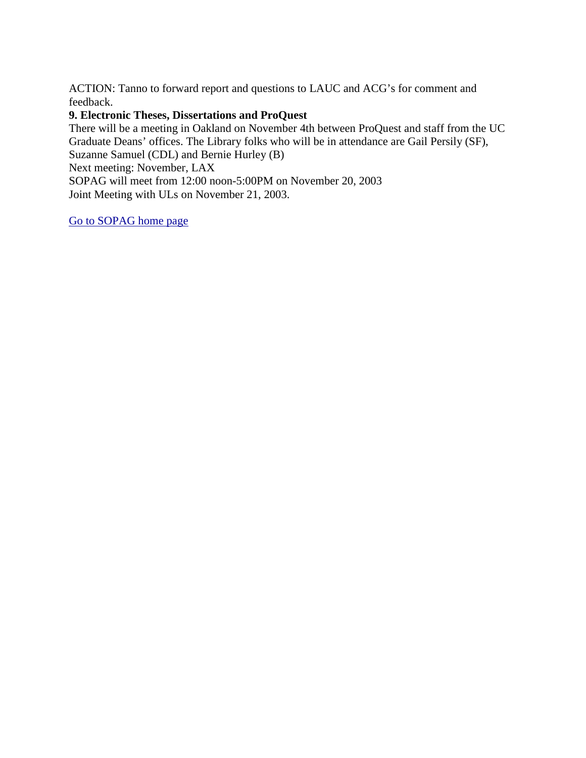ACTION: Tanno to forward report and questions to LAUC and ACG's for comment and feedback.

**9. Electronic Theses, Dissertations and ProQuest**

There will be a meeting in Oakland on November 4th between ProQuest and staff from the UC Graduate Deans' offices. The Library folks who will be in attendance are Gail Persily (SF), Suzanne Samuel (CDL) and Bernie Hurley (B)

Next meeting: November, LAX

SOPAG will meet from 12:00 noon-5:00PM on November 20, 2003

Joint Meeting with ULs on November 21, 2003.

Go to SOPAG home page